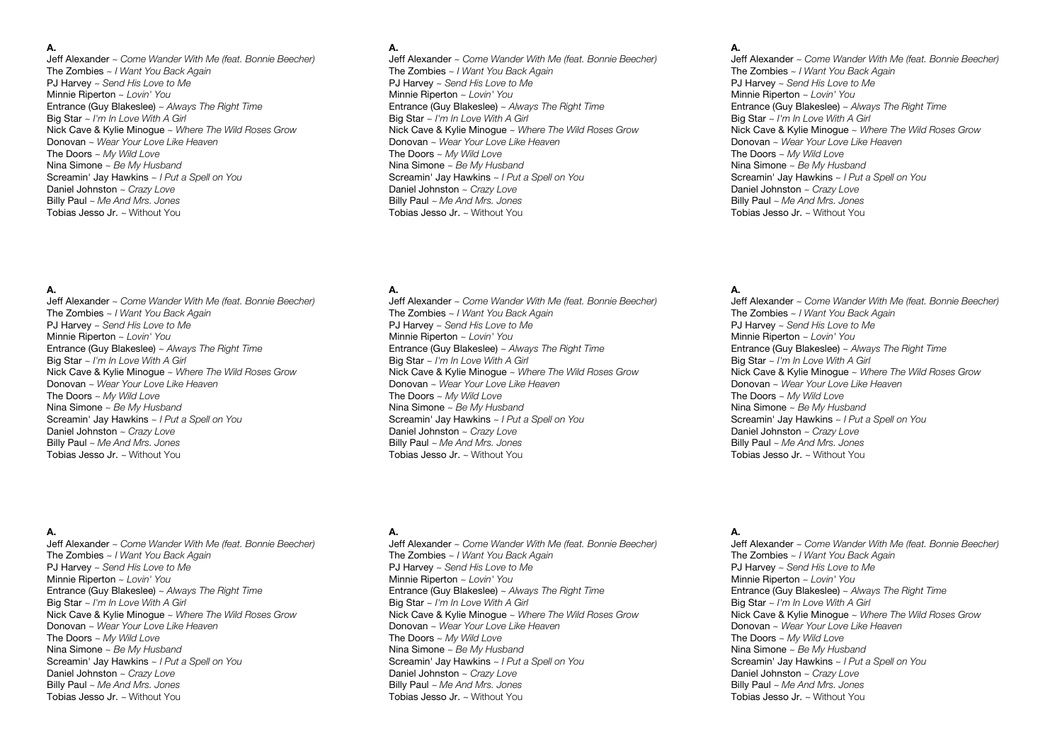**A.**

Jeff Alexander ~ *Come Wander With Me (feat. Bonnie Beecher)*
The Zombies ~ *I Want You Back Again*
PJ Harvey ~ *Send His Love to Me*
Minnie Riperton ~ *Lovin' You*
Entrance (Guy Blakeslee) ~ *Always The Right Time*
Big Star ~ *I'm In Love With A Girl*
Nick Cave & Kylie Minogue ~ *Where The Wild Roses Grow*
Donovan ~ *Wear Your Love Like Heaven*
The Doors ~ *My Wild Love*
Nina Simone ~ *Be My Husband*
Screamin' Jay Hawkins ~ *I Put a Spell on You*
Daniel Johnston ~ *Crazy Love*
Billy Paul ~ *Me And Mrs. Jones*
Tobias Jesso Jr. ~ Without You

**A.**

Jeff Alexander ~ *Come Wander With Me (feat. Bonnie Beecher)*
The Zombies ~ *I Want You Back Again*
PJ Harvey ~ *Send His Love to Me*
Minnie Riperton ~ *Lovin' You*
Entrance (Guy Blakeslee) ~ *Always The Right Time*
Big Star ~ *I'm In Love With A Girl*
Nick Cave & Kylie Minogue ~ *Where The Wild Roses Grow*
Donovan ~ *Wear Your Love Like Heaven*
The Doors ~ *My Wild Love*
Nina Simone ~ *Be My Husband*
Screamin' Jay Hawkins ~ *I Put a Spell on You*
Daniel Johnston ~ *Crazy Love*
Billy Paul ~ *Me And Mrs. Jones*
Tobias Jesso Jr. ~ Without You

**A.**

Jeff Alexander ~ *Come Wander With Me (feat. Bonnie Beecher)*
The Zombies ~ *I Want You Back Again*
PJ Harvey ~ *Send His Love to Me*
Minnie Riperton ~ *Lovin' You*
Entrance (Guy Blakeslee) ~ *Always The Right Time*
Big Star ~ *I'm In Love With A Girl*
Nick Cave & Kylie Minogue ~ *Where The Wild Roses Grow*
Donovan ~ *Wear Your Love Like Heaven*
The Doors ~ *My Wild Love*
Nina Simone ~ *Be My Husband*
Screamin' Jay Hawkins ~ *I Put a Spell on You*
Daniel Johnston ~ *Crazy Love*
Billy Paul ~ *Me And Mrs. Jones*
Tobias Jesso Jr. ~ Without You

**A.**

Jeff Alexander ~ *Come Wander With Me (feat. Bonnie Beecher)*
The Zombies ~ *I Want You Back Again*
PJ Harvey ~ *Send His Love to Me*
Minnie Riperton ~ *Lovin' You*
Entrance (Guy Blakeslee) ~ *Always The Right Time*
Big Star ~ *I'm In Love With A Girl*
Nick Cave & Kylie Minogue ~ *Where The Wild Roses Grow*
Donovan ~ *Wear Your Love Like Heaven*
The Doors ~ *My Wild Love*
Nina Simone ~ *Be My Husband*
Screamin' Jay Hawkins ~ *I Put a Spell on You*
Daniel Johnston ~ *Crazy Love*
Billy Paul ~ *Me And Mrs. Jones*
Tobias Jesso Jr. ~ Without You

**A.**

Jeff Alexander ~ *Come Wander With Me (feat. Bonnie Beecher)*
The Zombies ~ *I Want You Back Again*
PJ Harvey ~ *Send His Love to Me*
Minnie Riperton ~ *Lovin' You*
Entrance (Guy Blakeslee) ~ *Always The Right Time*
Big Star ~ *I'm In Love With A Girl*
Nick Cave & Kylie Minogue ~ *Where The Wild Roses Grow*
Donovan ~ *Wear Your Love Like Heaven*
The Doors ~ *My Wild Love*
Nina Simone ~ *Be My Husband*
Screamin' Jay Hawkins ~ *I Put a Spell on You*
Daniel Johnston ~ *Crazy Love*
Billy Paul ~ *Me And Mrs. Jones*
Tobias Jesso Jr. ~ Without You

**A.**

Jeff Alexander ~ *Come Wander With Me (feat. Bonnie Beecher)*
The Zombies ~ *I Want You Back Again*
PJ Harvey ~ *Send His Love to Me*
Minnie Riperton ~ *Lovin' You*
Entrance (Guy Blakeslee) ~ *Always The Right Time*
Big Star ~ *I'm In Love With A Girl*
Nick Cave & Kylie Minogue ~ *Where The Wild Roses Grow*
Donovan ~ *Wear Your Love Like Heaven*
The Doors ~ *My Wild Love*
Nina Simone ~ *Be My Husband*
Screamin' Jay Hawkins ~ *I Put a Spell on You*
Daniel Johnston ~ *Crazy Love*
Billy Paul ~ *Me And Mrs. Jones*
Tobias Jesso Jr. ~ Without You

**A.**

Jeff Alexander ~ *Come Wander With Me (feat. Bonnie Beecher)*
The Zombies ~ *I Want You Back Again*
PJ Harvey ~ *Send His Love to Me*
Minnie Riperton ~ *Lovin' You*
Entrance (Guy Blakeslee) ~ *Always The Right Time*
Big Star ~ *I'm In Love With A Girl*
Nick Cave & Kylie Minogue ~ *Where The Wild Roses Grow*
Donovan ~ *Wear Your Love Like Heaven*
The Doors ~ *My Wild Love*
Nina Simone ~ *Be My Husband*
Screamin' Jay Hawkins ~ *I Put a Spell on You*
Daniel Johnston ~ *Crazy Love*
Billy Paul ~ *Me And Mrs. Jones*
Tobias Jesso Jr. ~ Without You

**A.**

Jeff Alexander ~ *Come Wander With Me (feat. Bonnie Beecher)*
The Zombies ~ *I Want You Back Again*
PJ Harvey ~ *Send His Love to Me*
Minnie Riperton ~ *Lovin' You*
Entrance (Guy Blakeslee) ~ *Always The Right Time*
Big Star ~ *I'm In Love With A Girl*
Nick Cave & Kylie Minogue ~ *Where The Wild Roses Grow*
Donovan ~ *Wear Your Love Like Heaven*
The Doors ~ *My Wild Love*
Nina Simone ~ *Be My Husband*
Screamin' Jay Hawkins ~ *I Put a Spell on You*
Daniel Johnston ~ *Crazy Love*
Billy Paul ~ *Me And Mrs. Jones*
Tobias Jesso Jr. ~ Without You

**A.**

Jeff Alexander ~ *Come Wander With Me (feat. Bonnie Beecher)*
The Zombies ~ *I Want You Back Again*
PJ Harvey ~ *Send His Love to Me*
Minnie Riperton ~ *Lovin' You*
Entrance (Guy Blakeslee) ~ *Always The Right Time*
Big Star ~ *I'm In Love With A Girl*
Nick Cave & Kylie Minogue ~ *Where The Wild Roses Grow*
Donovan ~ *Wear Your Love Like Heaven*
The Doors ~ *My Wild Love*
Nina Simone ~ *Be My Husband*
Screamin' Jay Hawkins ~ *I Put a Spell on You*
Daniel Johnston ~ *Crazy Love*
Billy Paul ~ *Me And Mrs. Jones*
Tobias Jesso Jr. ~ Without You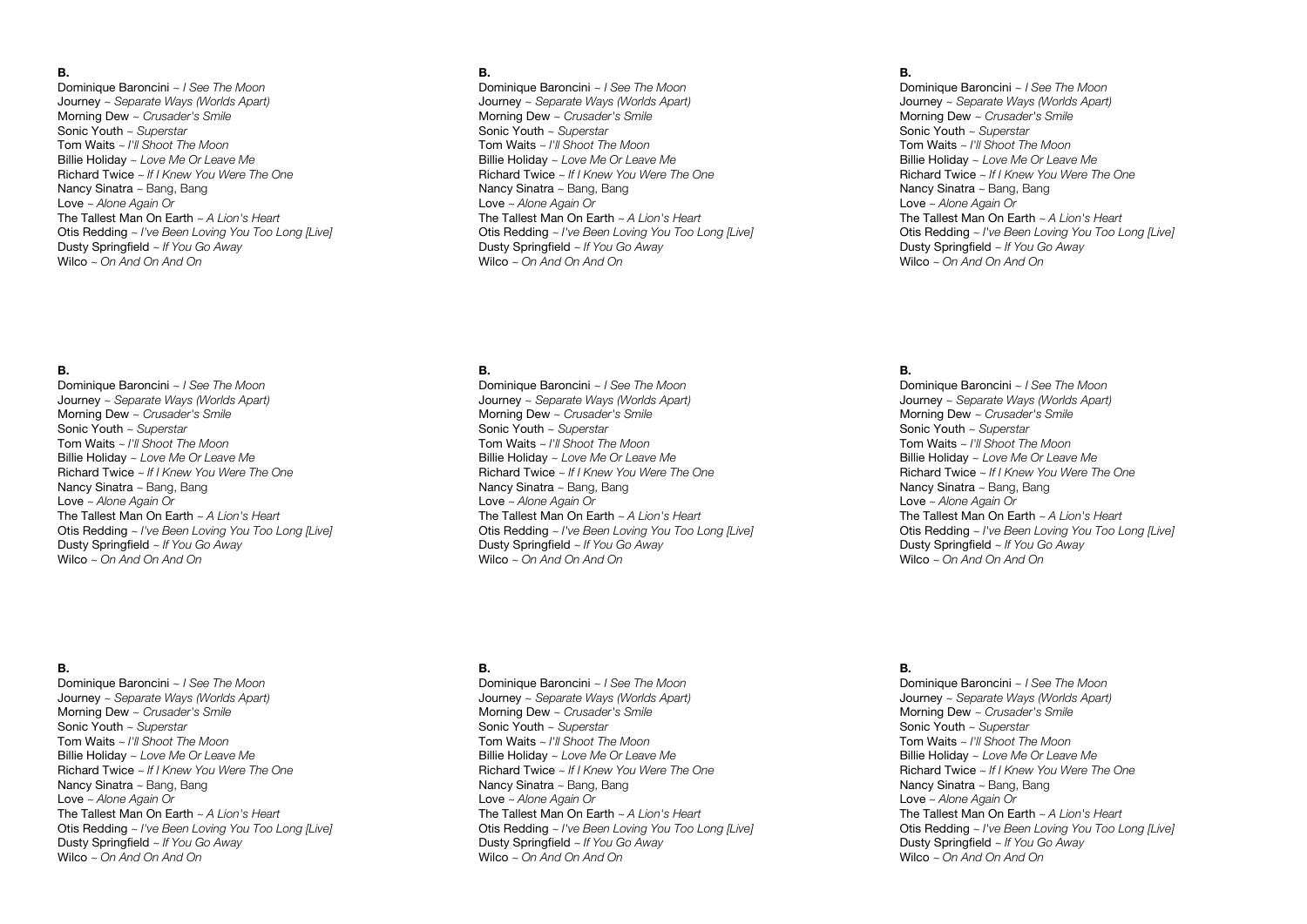**B.**

Dominique Baroncini ~ *I See The Moon*
Journey ~ *Separate Ways (Worlds Apart)*
Morning Dew ~ *Crusader's Smile*
Sonic Youth ~ *Superstar*
Tom Waits ~ *I'll Shoot The Moon*
Billie Holiday ~ *Love Me Or Leave Me*
Richard Twice ~ *If I Knew You Were The One*
Nancy Sinatra ~ Bang, Bang
Love ~ *Alone Again Or*
The Tallest Man On Earth ~ *A Lion's Heart*
Otis Redding ~ *I've Been Loving You Too Long [Live]*
Dusty Springfield ~ *If You Go Away*
Wilco ~ *On And On And On*

**B.**

Dominique Baroncini ~ *I See The Moon*
Journey ~ *Separate Ways (Worlds Apart)*
Morning Dew ~ *Crusader's Smile*
Sonic Youth ~ *Superstar*
Tom Waits ~ *I'll Shoot The Moon*
Billie Holiday ~ *Love Me Or Leave Me*
Richard Twice ~ *If I Knew You Were The One*
Nancy Sinatra ~ Bang, Bang
Love ~ *Alone Again Or*
The Tallest Man On Earth ~ *A Lion's Heart*
Otis Redding ~ *I've Been Loving You Too Long [Live]*
Dusty Springfield ~ *If You Go Away*
Wilco ~ *On And On And On*

**B.**

Dominique Baroncini ~ *I See The Moon*
Journey ~ *Separate Ways (Worlds Apart)*
Morning Dew ~ *Crusader's Smile*
Sonic Youth ~ *Superstar*
Tom Waits ~ *I'll Shoot The Moon*
Billie Holiday ~ *Love Me Or Leave Me*
Richard Twice ~ *If I Knew You Were The One*
Nancy Sinatra ~ Bang, Bang
Love ~ *Alone Again Or*
The Tallest Man On Earth ~ *A Lion's Heart*
Otis Redding ~ *I've Been Loving You Too Long [Live]*
Dusty Springfield ~ *If You Go Away*
Wilco ~ *On And On And On*

**B.**

Dominique Baroncini ~ *I See The Moon*
Journey ~ *Separate Ways (Worlds Apart)*
Morning Dew ~ *Crusader's Smile*
Sonic Youth ~ *Superstar*
Tom Waits ~ *I'll Shoot The Moon*
Billie Holiday ~ *Love Me Or Leave Me*
Richard Twice ~ *If I Knew You Were The One*
Nancy Sinatra ~ Bang, Bang
Love ~ *Alone Again Or*
The Tallest Man On Earth ~ *A Lion's Heart*
Otis Redding ~ *I've Been Loving You Too Long [Live]*
Dusty Springfield ~ *If You Go Away*
Wilco ~ *On And On And On*

**B.**

Dominique Baroncini ~ *I See The Moon*
Journey ~ *Separate Ways (Worlds Apart)*
Morning Dew ~ *Crusader's Smile*
Sonic Youth ~ *Superstar*
Tom Waits ~ *I'll Shoot The Moon*
Billie Holiday ~ *Love Me Or Leave Me*
Richard Twice ~ *If I Knew You Were The One*
Nancy Sinatra ~ Bang, Bang
Love ~ *Alone Again Or*
The Tallest Man On Earth ~ *A Lion's Heart*
Otis Redding ~ *I've Been Loving You Too Long [Live]*
Dusty Springfield ~ *If You Go Away*
Wilco ~ *On And On And On*

**B.**

Dominique Baroncini ~ *I See The Moon*
Journey ~ *Separate Ways (Worlds Apart)*
Morning Dew ~ *Crusader's Smile*
Sonic Youth ~ *Superstar*
Tom Waits ~ *I'll Shoot The Moon*
Billie Holiday ~ *Love Me Or Leave Me*
Richard Twice ~ *If I Knew You Were The One*
Nancy Sinatra ~ Bang, Bang
Love ~ *Alone Again Or*
The Tallest Man On Earth ~ *A Lion's Heart*
Otis Redding ~ *I've Been Loving You Too Long [Live]*
Dusty Springfield ~ *If You Go Away*
Wilco ~ *On And On And On*

**B.**

Dominique Baroncini ~ *I See The Moon*
Journey ~ *Separate Ways (Worlds Apart)*
Morning Dew ~ *Crusader's Smile*
Sonic Youth ~ *Superstar*
Tom Waits ~ *I'll Shoot The Moon*
Billie Holiday ~ *Love Me Or Leave Me*
Richard Twice ~ *If I Knew You Were The One*
Nancy Sinatra ~ Bang, Bang
Love ~ *Alone Again Or*
The Tallest Man On Earth ~ *A Lion's Heart*
Otis Redding ~ *I've Been Loving You Too Long [Live]*
Dusty Springfield ~ *If You Go Away*
Wilco ~ *On And On And On*

**B.**

Dominique Baroncini ~ *I See The Moon*
Journey ~ *Separate Ways (Worlds Apart)*
Morning Dew ~ *Crusader's Smile*
Sonic Youth ~ *Superstar*
Tom Waits ~ *I'll Shoot The Moon*
Billie Holiday ~ *Love Me Or Leave Me*
Richard Twice ~ *If I Knew You Were The One*
Nancy Sinatra ~ Bang, Bang
Love ~ *Alone Again Or*
The Tallest Man On Earth ~ *A Lion's Heart*
Otis Redding ~ *I've Been Loving You Too Long [Live]*
Dusty Springfield ~ *If You Go Away*
Wilco ~ *On And On And On*

**B.**

Dominique Baroncini ~ *I See The Moon*
Journey ~ *Separate Ways (Worlds Apart)*
Morning Dew ~ *Crusader's Smile*
Sonic Youth ~ *Superstar*
Tom Waits ~ *I'll Shoot The Moon*
Billie Holiday ~ *Love Me Or Leave Me*
Richard Twice ~ *If I Knew You Were The One*
Nancy Sinatra ~ Bang, Bang
Love ~ *Alone Again Or*
The Tallest Man On Earth ~ *A Lion's Heart*
Otis Redding ~ *I've Been Loving You Too Long [Live]*
Dusty Springfield ~ *If You Go Away*
Wilco ~ *On And On And On*